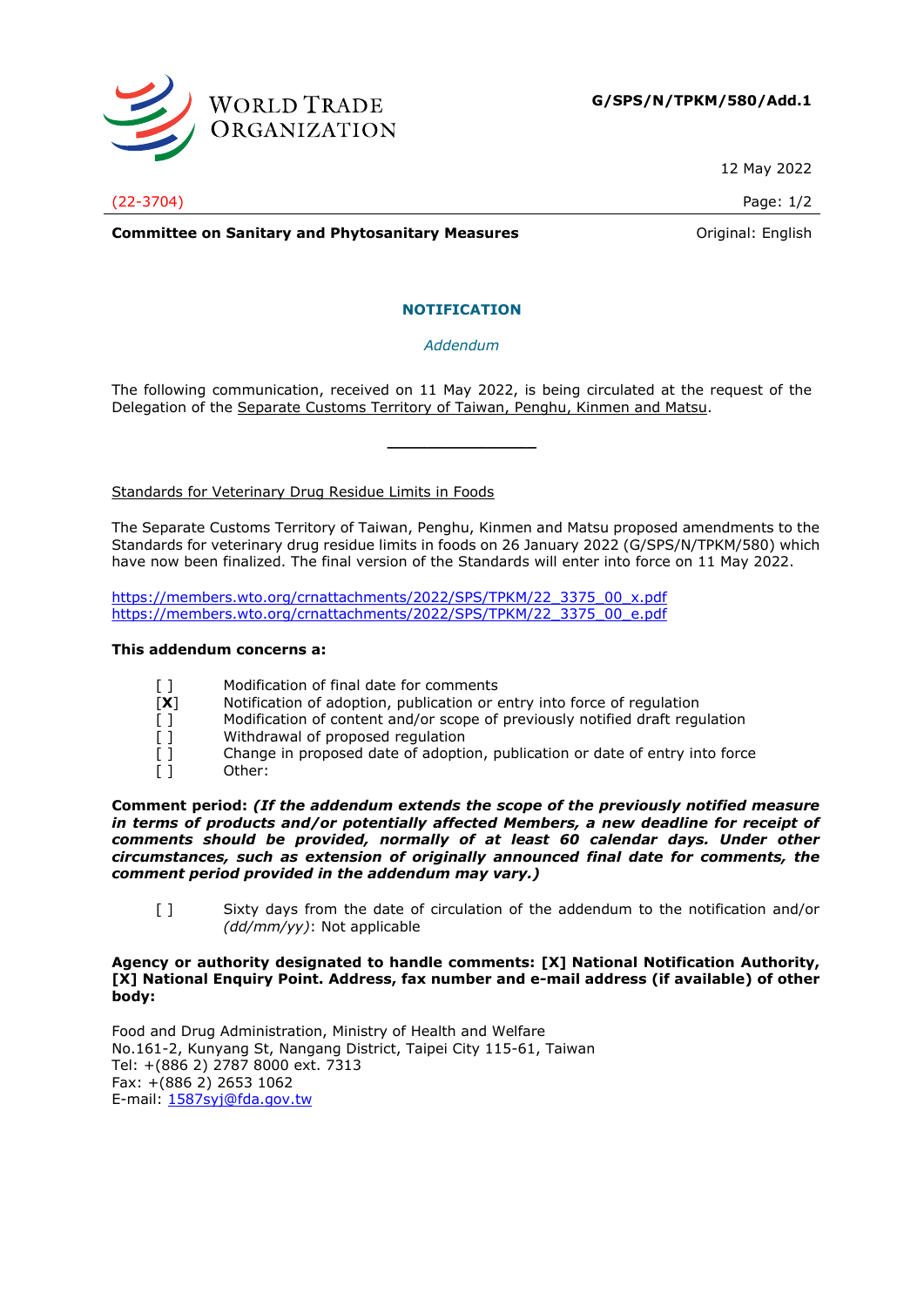**G/SPS/N/TPKM/580/Add.1**

12 May 2022

(22-3704)

**Committee on Sanitary and Phytosanitary Measures**

Original: English

## NOTIFICATION

*Addendum*

The following communication, received on 11 May 2022, is being circulated at the request of the Delegation of the Separate Customs Territory of Taiwan, Penghu, Kinmen and Matsu.

---

Standards for Veterinary Drug Residue Limits in Foods

The Separate Customs Territory of Taiwan, Penghu, Kinmen and Matsu proposed amendments to the Standards for veterinary drug residue limits in foods on 26 January 2022 (G/SPS/N/TPKM/580) which have now been finalized. The final version of the Standards will enter into force on 11 May 2022.

https://members.wto.org/crnattachments/2022/SPS/TPKM/22_3375_00_x.pdf
https://members.wto.org/crnattachments/2022/SPS/TPKM/22_3375_00_e.pdf

**This addendum concerns a:**

- [ ] Modification of final date for comments
- [**X**] Notification of adoption, publication or entry into force of regulation
- [ ] Modification of content and/or scope of previously notified draft regulation
- [ ] Withdrawal of proposed regulation
- [ ] Change in proposed date of adoption, publication or date of entry into force
- [ ] Other:

**Comment period:** ***(If the addendum extends the scope of the previously notified measure in terms of products and/or potentially affected Members, a new deadline for receipt of comments should be provided, normally of at least 60 calendar days. Under other circumstances, such as extension of originally announced final date for comments, the comment period provided in the addendum may vary.)***

- [ ] Sixty days from the date of circulation of the addendum to the notification and/or *(dd/mm/yy)*: Not applicable

**Agency or authority designated to handle comments: [X] National Notification Authority, [X] National Enquiry Point. Address, fax number and e-mail address (if available) of other body:**

Food and Drug Administration, Ministry of Health and Welfare
No.161-2, Kunyang St, Nangang District, Taipei City 115-61, Taiwan
Tel: +(886 2) 2787 8000 ext. 7313
Fax: +(886 2) 2653 1062
E-mail: 1587syj@fda.gov.tw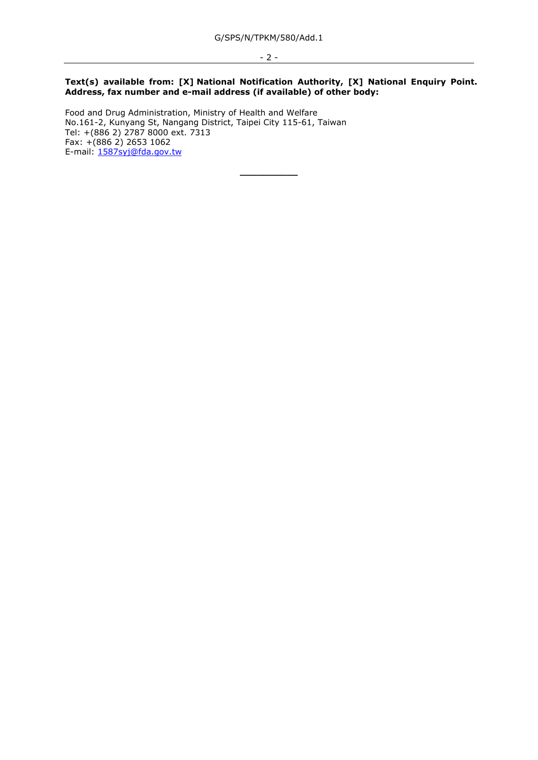**Text(s) available from: [X] National Notification Authority, [X] National Enquiry Point. Address, fax number and e-mail address (if available) of other body:**

Food and Drug Administration, Ministry of Health and Welfare
No.161-2, Kunyang St, Nangang District, Taipei City 115-61, Taiwan
Tel: +(886 2) 2787 8000 ext. 7313
Fax: +(886 2) 2653 1062
E-mail: 1587syj@fda.gov.tw